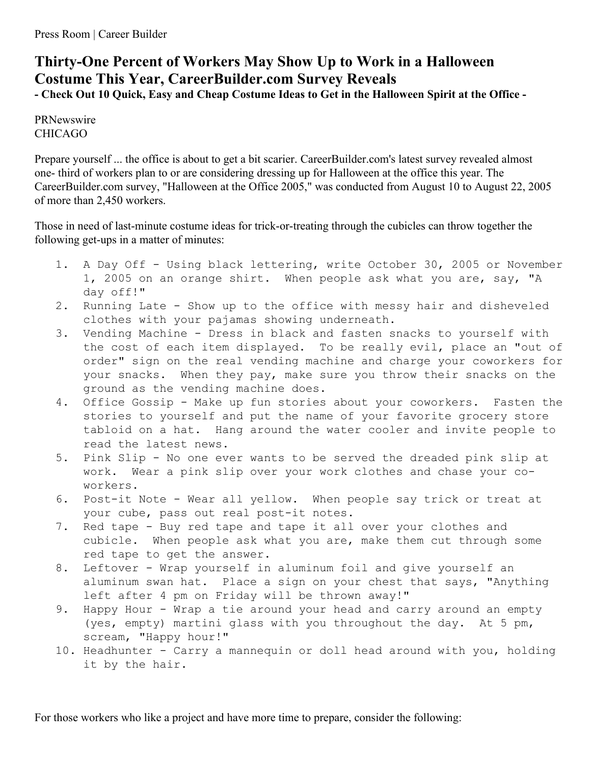Press Room | Career Builder

# Thirty-One Percent of Workers May Show Up to Work in a Halloween Costume This Year, CareerBuilder.com Survey Reveals

**- Check Out 10 Quick, Easy and Cheap Costume Ideas to Get in the Halloween Spirit at the Office -**

PRNewswire
CHICAGO

Prepare yourself ... the office is about to get a bit scarier. CareerBuilder.com's latest survey revealed almost one- third of workers plan to or are considering dressing up for Halloween at the office this year. The CareerBuilder.com survey, "Halloween at the Office 2005," was conducted from August 10 to August 22, 2005 of more than 2,450 workers.

Those in need of last-minute costume ideas for trick-or-treating through the cubicles can throw together the following get-ups in a matter of minutes:

1. A Day Off - Using black lettering, write October 30, 2005 or November 1, 2005 on an orange shirt. When people ask what you are, say, "A day off!"
2. Running Late - Show up to the office with messy hair and disheveled clothes with your pajamas showing underneath.
3. Vending Machine - Dress in black and fasten snacks to yourself with the cost of each item displayed. To be really evil, place an "out of order" sign on the real vending machine and charge your coworkers for your snacks. When they pay, make sure you throw their snacks on the ground as the vending machine does.
4. Office Gossip - Make up fun stories about your coworkers. Fasten the stories to yourself and put the name of your favorite grocery store tabloid on a hat. Hang around the water cooler and invite people to read the latest news.
5. Pink Slip - No one ever wants to be served the dreaded pink slip at work. Wear a pink slip over your work clothes and chase your co-workers.
6. Post-it Note - Wear all yellow. When people say trick or treat at your cube, pass out real post-it notes.
7. Red tape - Buy red tape and tape it all over your clothes and cubicle. When people ask what you are, make them cut through some red tape to get the answer.
8. Leftover - Wrap yourself in aluminum foil and give yourself an aluminum swan hat. Place a sign on your chest that says, "Anything left after 4 pm on Friday will be thrown away!"
9. Happy Hour - Wrap a tie around your head and carry around an empty (yes, empty) martini glass with you throughout the day. At 5 pm, scream, "Happy hour!"
10. Headhunter - Carry a mannequin or doll head around with you, holding it by the hair.

For those workers who like a project and have more time to prepare, consider the following: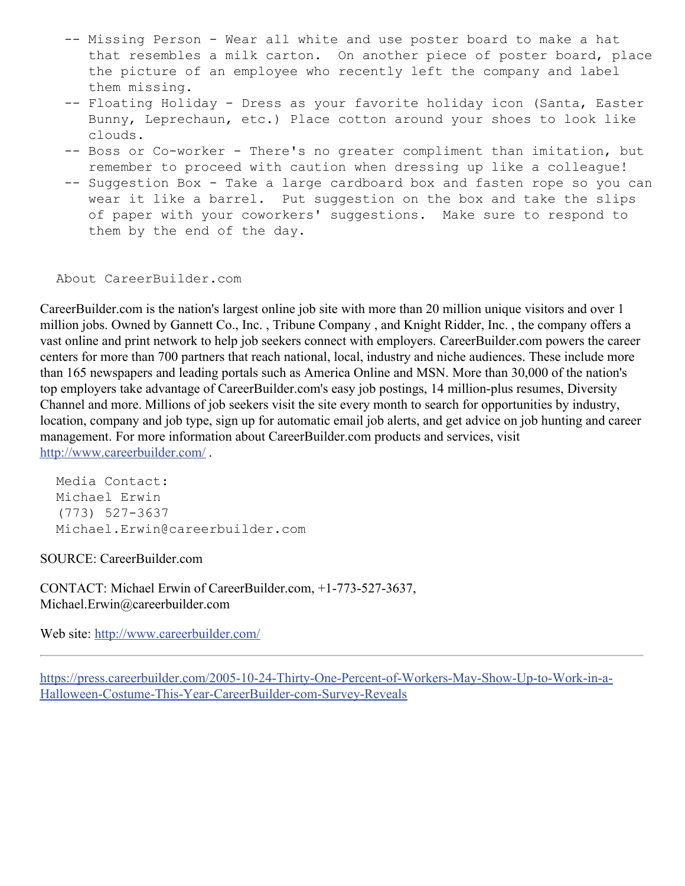-- Missing Person - Wear all white and use poster board to make a hat that resembles a milk carton. On another piece of poster board, place the picture of an employee who recently left the company and label them missing.

-- Floating Holiday - Dress as your favorite holiday icon (Santa, Easter Bunny, Leprechaun, etc.) Place cotton around your shoes to look like clouds.

-- Boss or Co-worker - There's no greater compliment than imitation, but remember to proceed with caution when dressing up like a colleague!

-- Suggestion Box - Take a large cardboard box and fasten rope so you can wear it like a barrel. Put suggestion on the box and take the slips of paper with your coworkers' suggestions. Make sure to respond to them by the end of the day.

About CareerBuilder.com

CareerBuilder.com is the nation's largest online job site with more than 20 million unique visitors and over 1 million jobs. Owned by Gannett Co., Inc. , Tribune Company , and Knight Ridder, Inc. , the company offers a vast online and print network to help job seekers connect with employers. CareerBuilder.com powers the career centers for more than 700 partners that reach national, local, industry and niche audiences. These include more than 165 newspapers and leading portals such as America Online and MSN. More than 30,000 of the nation's top employers take advantage of CareerBuilder.com's easy job postings, 14 million-plus resumes, Diversity Channel and more. Millions of job seekers visit the site every month to search for opportunities by industry, location, company and job type, sign up for automatic email job alerts, and get advice on job hunting and career management. For more information about CareerBuilder.com products and services, visit http://www.careerbuilder.com/ .

Media Contact:
Michael Erwin
(773) 527-3637
Michael.Erwin@careerbuilder.com

SOURCE: CareerBuilder.com

CONTACT: Michael Erwin of CareerBuilder.com, +1-773-527-3637, Michael.Erwin@careerbuilder.com

Web site: http://www.careerbuilder.com/

---

https://press.careerbuilder.com/2005-10-24-Thirty-One-Percent-of-Workers-May-Show-Up-to-Work-in-a-Halloween-Costume-This-Year-CareerBuilder-com-Survey-Reveals